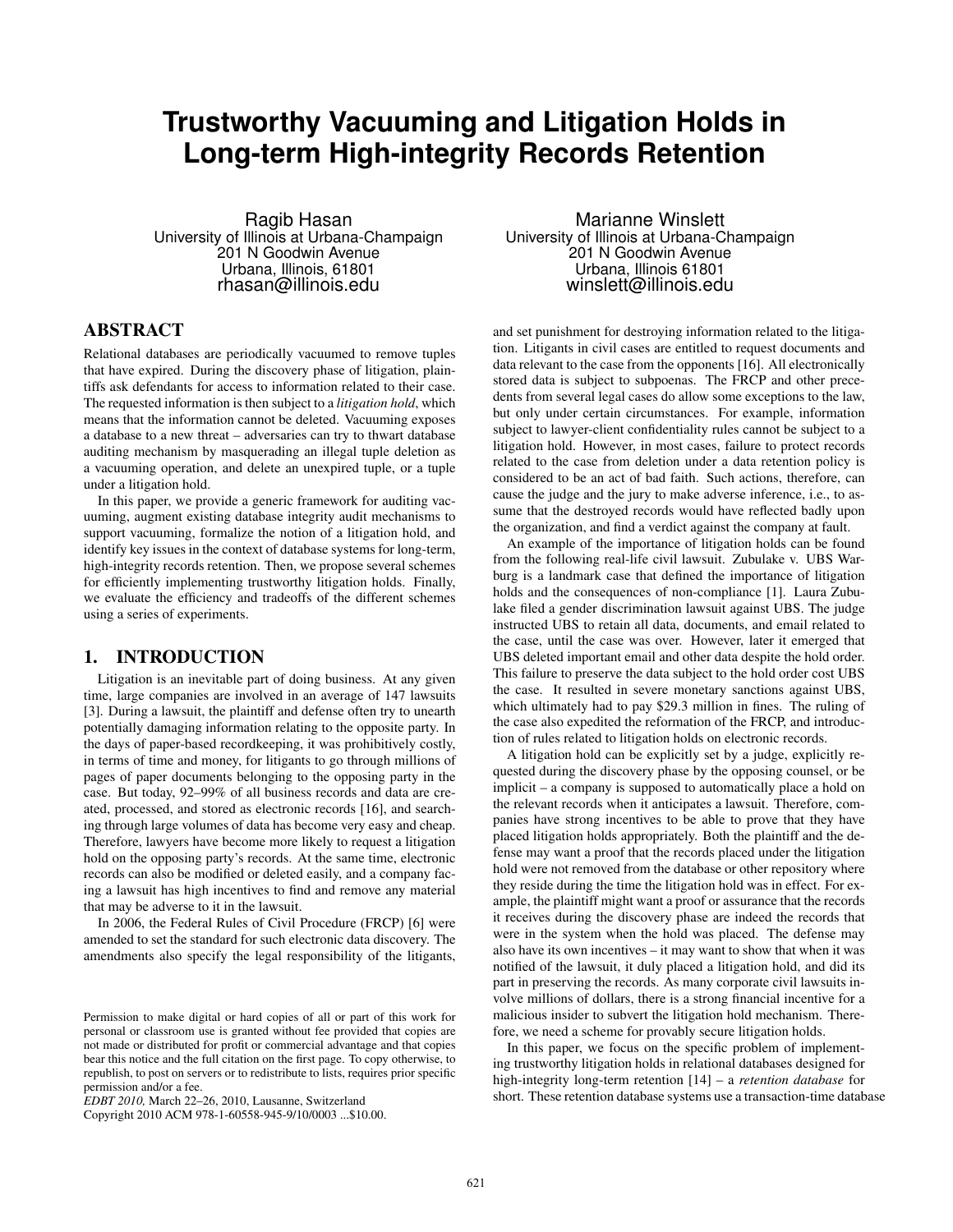# Trustworthy Vacuuming and Litigation Holds in Long-term High-integrity Records Retention

Ragib Hasan
University of Illinois at Urbana-Champaign
201 N Goodwin Avenue
Urbana, Illinois, 61801
rhasan@illinois.edu

Marianne Winslett
University of Illinois at Urbana-Champaign
201 N Goodwin Avenue
Urbana, Illinois 61801
winslett@illinois.edu

## ABSTRACT

Relational databases are periodically vacuumed to remove tuples that have expired. During the discovery phase of litigation, plaintiffs ask defendants for access to information related to their case. The requested information is then subject to a *litigation hold*, which means that the information cannot be deleted. Vacuuming exposes a database to a new threat – adversaries can try to thwart database auditing mechanism by masquerading an illegal tuple deletion as a vacuuming operation, and delete an unexpired tuple, or a tuple under a litigation hold.

In this paper, we provide a generic framework for auditing vacuuming, augment existing database integrity audit mechanisms to support vacuuming, formalize the notion of a litigation hold, and identify key issues in the context of database systems for long-term, high-integrity records retention. Then, we propose several schemes for efficiently implementing trustworthy litigation holds. Finally, we evaluate the efficiency and tradeoffs of the different schemes using a series of experiments.

## 1. INTRODUCTION

Litigation is an inevitable part of doing business. At any given time, large companies are involved in an average of 147 lawsuits [3]. During a lawsuit, the plaintiff and defense often try to unearth potentially damaging information relating to the opposite party. In the days of paper-based recordkeeping, it was prohibitively costly, in terms of time and money, for litigants to go through millions of pages of paper documents belonging to the opposing party in the case. But today, 92–99% of all business records and data are created, processed, and stored as electronic records [16], and searching through large volumes of data has become very easy and cheap. Therefore, lawyers have become more likely to request a litigation hold on the opposing party's records. At the same time, electronic records can also be modified or deleted easily, and a company facing a lawsuit has high incentives to find and remove any material that may be adverse to it in the lawsuit.

In 2006, the Federal Rules of Civil Procedure (FRCP) [6] were amended to set the standard for such electronic data discovery. The amendments also specify the legal responsibility of the litigants, and set punishment for destroying information related to the litigation. Litigants in civil cases are entitled to request documents and data relevant to the case from the opponents [16]. All electronically stored data is subject to subpoenas. The FRCP and other precedents from several legal cases do allow some exceptions to the law, but only under certain circumstances. For example, information subject to lawyer-client confidentiality rules cannot be subject to a litigation hold. However, in most cases, failure to protect records related to the case from deletion under a data retention policy is considered to be an act of bad faith. Such actions, therefore, can cause the judge and the jury to make adverse inference, i.e., to assume that the destroyed records would have reflected badly upon the organization, and find a verdict against the company at fault.

An example of the importance of litigation holds can be found from the following real-life civil lawsuit. Zubulake v. UBS Warburg is a landmark case that defined the importance of litigation holds and the consequences of non-compliance [1]. Laura Zubulake filed a gender discrimination lawsuit against UBS. The judge instructed UBS to retain all data, documents, and email related to the case, until the case was over. However, later it emerged that UBS deleted important email and other data despite the hold order. This failure to preserve the data subject to the hold order cost UBS the case. It resulted in severe monetary sanctions against UBS, which ultimately had to pay $29.3 million in fines. The ruling of the case also expedited the reformation of the FRCP, and introduction of rules related to litigation holds on electronic records.

A litigation hold can be explicitly set by a judge, explicitly requested during the discovery phase by the opposing counsel, or be implicit – a company is supposed to automatically place a hold on the relevant records when it anticipates a lawsuit. Therefore, companies have strong incentives to be able to prove that they have placed litigation holds appropriately. Both the plaintiff and the defense may want a proof that the records placed under the litigation hold were not removed from the database or other repository where they reside during the time the litigation hold was in effect. For example, the plaintiff might want a proof or assurance that the records it receives during the discovery phase are indeed the records that were in the system when the hold was placed. The defense may also have its own incentives – it may want to show that when it was notified of the lawsuit, it duly placed a litigation hold, and did its part in preserving the records. As many corporate civil lawsuits involve millions of dollars, there is a strong financial incentive for a malicious insider to subvert the litigation hold mechanism. Therefore, we need a scheme for provably secure litigation holds.

In this paper, we focus on the specific problem of implementing trustworthy litigation holds in relational databases designed for high-integrity long-term retention [14] – a *retention database* for short. These retention database systems use a transaction-time database

Permission to make digital or hard copies of all or part of this work for personal or classroom use is granted without fee provided that copies are not made or distributed for profit or commercial advantage and that copies bear this notice and the full citation on the first page. To copy otherwise, to republish, to post on servers or to redistribute to lists, requires prior specific permission and/or a fee.
*EDBT 2010*, March 22–26, 2010, Lausanne, Switzerland
Copyright 2010 ACM 978-1-60558-945-9/10/0003 ...$10.00.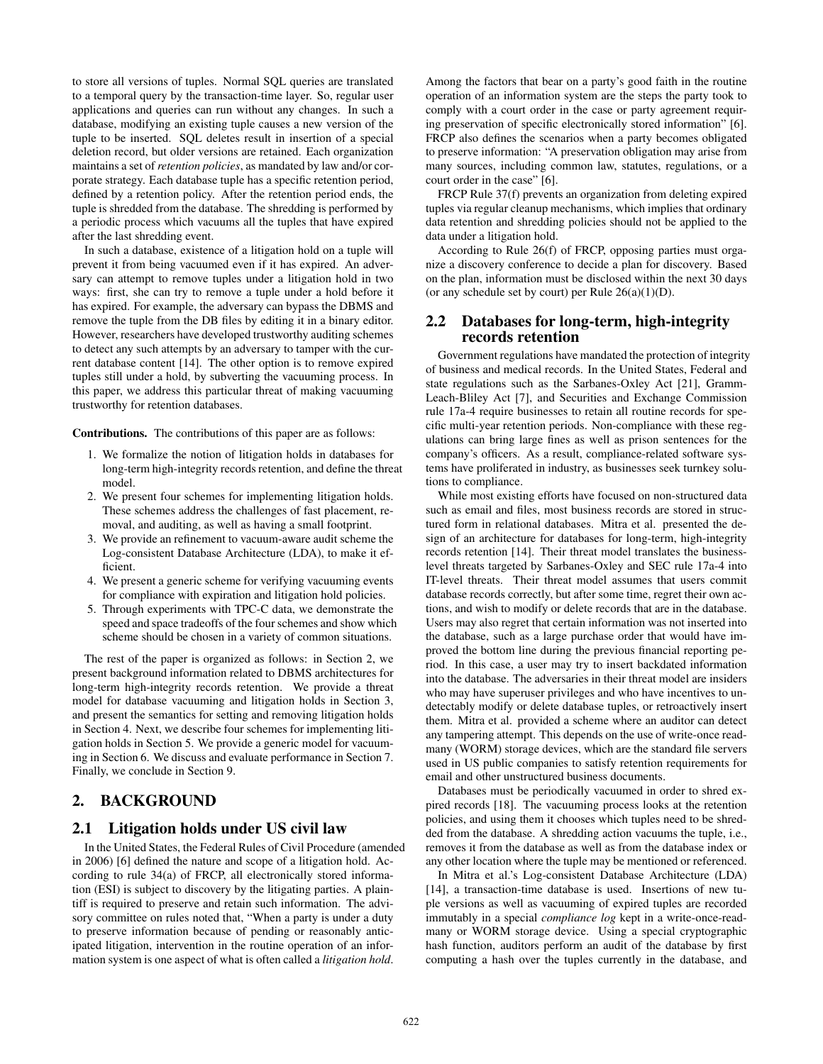to store all versions of tuples. Normal SQL queries are translated to a temporal query by the transaction-time layer. So, regular user applications and queries can run without any changes. In such a database, modifying an existing tuple causes a new version of the tuple to be inserted. SQL deletes result in insertion of a special deletion record, but older versions are retained. Each organization maintains a set of *retention policies*, as mandated by law and/or corporate strategy. Each database tuple has a specific retention period, defined by a retention policy. After the retention period ends, the tuple is shredded from the database. The shredding is performed by a periodic process which vacuums all the tuples that have expired after the last shredding event.

In such a database, existence of a litigation hold on a tuple will prevent it from being vacuumed even if it has expired. An adversary can attempt to remove tuples under a litigation hold in two ways: first, she can try to remove a tuple under a hold before it has expired. For example, the adversary can bypass the DBMS and remove the tuple from the DB files by editing it in a binary editor. However, researchers have developed trustworthy auditing schemes to detect any such attempts by an adversary to tamper with the current database content [14]. The other option is to remove expired tuples still under a hold, by subverting the vacuuming process. In this paper, we address this particular threat of making vacuuming trustworthy for retention databases.

**Contributions.** The contributions of this paper are as follows:

1. We formalize the notion of litigation holds in databases for long-term high-integrity records retention, and define the threat model.
2. We present four schemes for implementing litigation holds. These schemes address the challenges of fast placement, removal, and auditing, as well as having a small footprint.
3. We provide an refinement to vacuum-aware audit scheme the Log-consistent Database Architecture (LDA), to make it efficient.
4. We present a generic scheme for verifying vacuuming events for compliance with expiration and litigation hold policies.
5. Through experiments with TPC-C data, we demonstrate the speed and space tradeoffs of the four schemes and show which scheme should be chosen in a variety of common situations.

The rest of the paper is organized as follows: in Section 2, we present background information related to DBMS architectures for long-term high-integrity records retention. We provide a threat model for database vacuuming and litigation holds in Section 3, and present the semantics for setting and removing litigation holds in Section 4. Next, we describe four schemes for implementing litigation holds in Section 5. We provide a generic model for vacuuming in Section 6. We discuss and evaluate performance in Section 7. Finally, we conclude in Section 9.

## 2. BACKGROUND

### 2.1 Litigation holds under US civil law

In the United States, the Federal Rules of Civil Procedure (amended in 2006) [6] defined the nature and scope of a litigation hold. According to rule 34(a) of FRCP, all electronically stored information (ESI) is subject to discovery by the litigating parties. A plaintiff is required to preserve and retain such information. The advisory committee on rules noted that, "When a party is under a duty to preserve information because of pending or reasonably anticipated litigation, intervention in the routine operation of an information system is one aspect of what is often called a *litigation hold*. Among the factors that bear on a party's good faith in the routine operation of an information system are the steps the party took to comply with a court order in the case or party agreement requiring preservation of specific electronically stored information" [6]. FRCP also defines the scenarios when a party becomes obligated to preserve information: "A preservation obligation may arise from many sources, including common law, statutes, regulations, or a court order in the case" [6].

FRCP Rule 37(f) prevents an organization from deleting expired tuples via regular cleanup mechanisms, which implies that ordinary data retention and shredding policies should not be applied to the data under a litigation hold.

According to Rule 26(f) of FRCP, opposing parties must organize a discovery conference to decide a plan for discovery. Based on the plan, information must be disclosed within the next 30 days (or any schedule set by court) per Rule 26(a)(1)(D).

### 2.2 Databases for long-term, high-integrity records retention

Government regulations have mandated the protection of integrity of business and medical records. In the United States, Federal and state regulations such as the Sarbanes-Oxley Act [21], Gramm-Leach-Bliley Act [7], and Securities and Exchange Commission rule 17a-4 require businesses to retain all routine records for specific multi-year retention periods. Non-compliance with these regulations can bring large fines as well as prison sentences for the company's officers. As a result, compliance-related software systems have proliferated in industry, as businesses seek turnkey solutions to compliance.

While most existing efforts have focused on non-structured data such as email and files, most business records are stored in structured form in relational databases. Mitra et al. presented the design of an architecture for databases for long-term, high-integrity records retention [14]. Their threat model translates the business-level threats targeted by Sarbanes-Oxley and SEC rule 17a-4 into IT-level threats. Their threat model assumes that users commit database records correctly, but after some time, regret their own actions, and wish to modify or delete records that are in the database. Users may also regret that certain information was not inserted into the database, such as a large purchase order that would have improved the bottom line during the previous financial reporting period. In this case, a user may try to insert backdated information into the database. The adversaries in their threat model are insiders who may have superuser privileges and who have incentives to undetectably modify or delete database tuples, or retroactively insert them. Mitra et al. provided a scheme where an auditor can detect any tampering attempt. This depends on the use of write-once read-many (WORM) storage devices, which are the standard file servers used in US public companies to satisfy retention requirements for email and other unstructured business documents.

Databases must be periodically vacuumed in order to shred expired records [18]. The vacuuming process looks at the retention policies, and using them it chooses which tuples need to be shredded from the database. A shredding action vacuums the tuple, i.e., removes it from the database as well as from the database index or any other location where the tuple may be mentioned or referenced.

In Mitra et al.'s Log-consistent Database Architecture (LDA) [14], a transaction-time database is used. Insertions of new tuple versions as well as vacuuming of expired tuples are recorded immutably in a special *compliance log* kept in a write-once-read-many or WORM storage device. Using a special cryptographic hash function, auditors perform an audit of the database by first computing a hash over the tuples currently in the database, and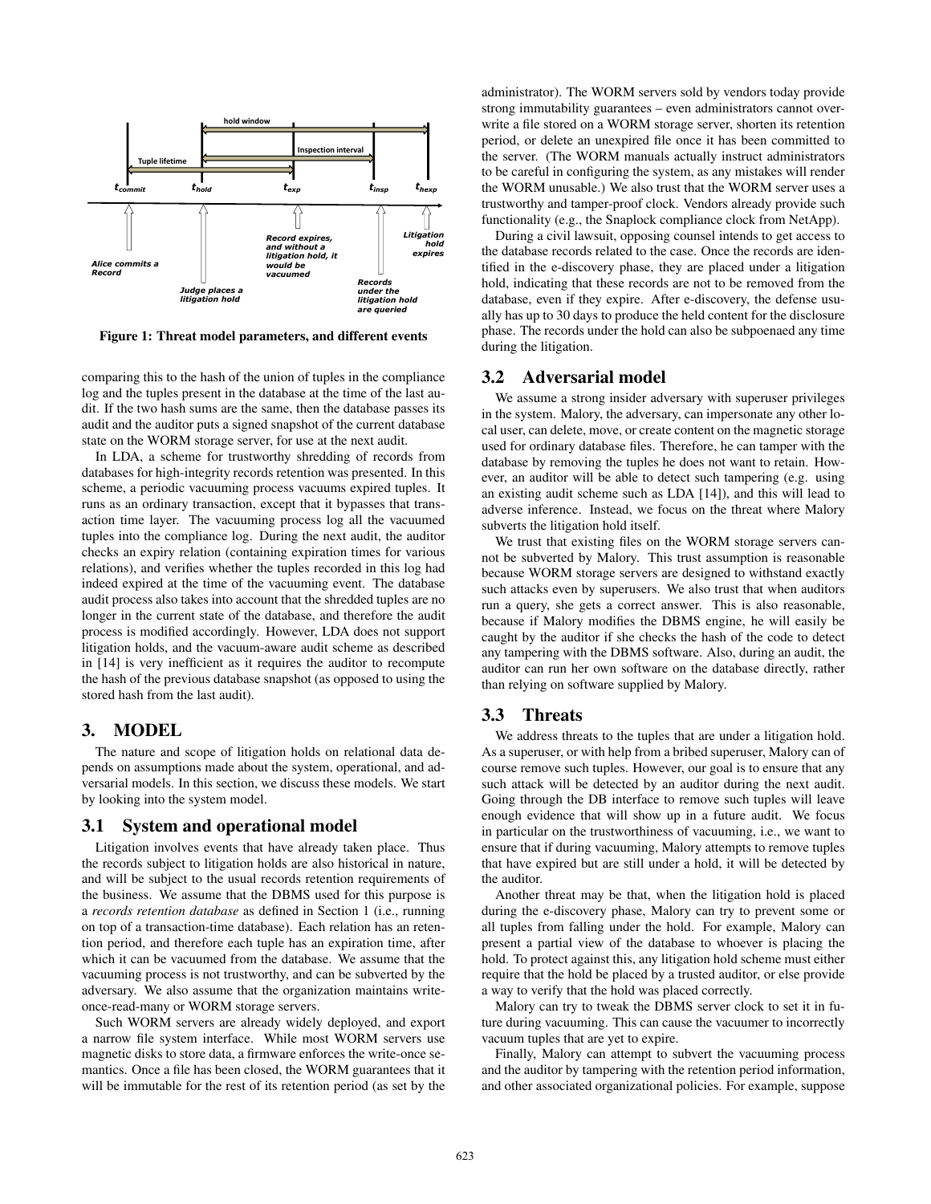Figure 1: Threat model parameters, and different events

comparing this to the hash of the union of tuples in the compliance log and the tuples present in the database at the time of the last audit. If the two hash sums are the same, then the database passes its audit and the auditor puts a signed snapshot of the current database state on the WORM storage server, for use at the next audit.

In LDA, a scheme for trustworthy shredding of records from databases for high-integrity records retention was presented. In this scheme, a periodic vacuuming process vacuums expired tuples. It runs as an ordinary transaction, except that it bypasses that transaction time layer. The vacuuming process log all the vacuumed tuples into the compliance log. During the next audit, the auditor checks an expiry relation (containing expiration times for various relations), and verifies whether the tuples recorded in this log had indeed expired at the time of the vacuuming event. The database audit process also takes into account that the shredded tuples are no longer in the current state of the database, and therefore the audit process is modified accordingly. However, LDA does not support litigation holds, and the vacuum-aware audit scheme as described in [14] is very inefficient as it requires the auditor to recompute the hash of the previous database snapshot (as opposed to using the stored hash from the last audit).

# 3. MODEL

The nature and scope of litigation holds on relational data depends on assumptions made about the system, operational, and adversarial models. In this section, we discuss these models. We start by looking into the system model.

## 3.1 System and operational model

Litigation involves events that have already taken place. Thus the records subject to litigation holds are also historical in nature, and will be subject to the usual records retention requirements of the business. We assume that the DBMS used for this purpose is a *records retention database* as defined in Section 1 (i.e., running on top of a transaction-time database). Each relation has an retention period, and therefore each tuple has an expiration time, after which it can be vacuumed from the database. We assume that the vacuuming process is not trustworthy, and can be subverted by the adversary. We also assume that the organization maintains write-once-read-many or WORM storage servers.

Such WORM servers are already widely deployed, and export a narrow file system interface. While most WORM servers use magnetic disks to store data, a firmware enforces the write-once semantics. Once a file has been closed, the WORM guarantees that it will be immutable for the rest of its retention period (as set by the administrator). The WORM servers sold by vendors today provide strong immutability guarantees – even administrators cannot overwrite a file stored on a WORM storage server, shorten its retention period, or delete an unexpired file once it has been committed to the server. (The WORM manuals actually instruct administrators to be careful in configuring the system, as any mistakes will render the WORM unusable.) We also trust that the WORM server uses a trustworthy and tamper-proof clock. Vendors already provide such functionality (e.g., the Snaplock compliance clock from NetApp).

During a civil lawsuit, opposing counsel intends to get access to the database records related to the case. Once the records are identified in the e-discovery phase, they are placed under a litigation hold, indicating that these records are not to be removed from the database, even if they expire. After e-discovery, the defense usually has up to 30 days to produce the held content for the disclosure phase. The records under the hold can also be subpoenaed any time during the litigation.

## 3.2 Adversarial model

We assume a strong insider adversary with superuser privileges in the system. Malory, the adversary, can impersonate any other local user, can delete, move, or create content on the magnetic storage used for ordinary database files. Therefore, he can tamper with the database by removing the tuples he does not want to retain. However, an auditor will be able to detect such tampering (e.g. using an existing audit scheme such as LDA [14]), and this will lead to adverse inference. Instead, we focus on the threat where Malory subverts the litigation hold itself.

We trust that existing files on the WORM storage servers cannot be subverted by Malory. This trust assumption is reasonable because WORM storage servers are designed to withstand exactly such attacks even by superusers. We also trust that when auditors run a query, she gets a correct answer. This is also reasonable, because if Malory modifies the DBMS engine, he will easily be caught by the auditor if she checks the hash of the code to detect any tampering with the DBMS software. Also, during an audit, the auditor can run her own software on the database directly, rather than relying on software supplied by Malory.

## 3.3 Threats

We address threats to the tuples that are under a litigation hold. As a superuser, or with help from a bribed superuser, Malory can of course remove such tuples. However, our goal is to ensure that any such attack will be detected by an auditor during the next audit. Going through the DB interface to remove such tuples will leave enough evidence that will show up in a future audit. We focus in particular on the trustworthiness of vacuuming, i.e., we want to ensure that if during vacuuming, Malory attempts to remove tuples that have expired but are still under a hold, it will be detected by the auditor.

Another threat may be that, when the litigation hold is placed during the e-discovery phase, Malory can try to prevent some or all tuples from falling under the hold. For example, Malory can present a partial view of the database to whoever is placing the hold. To protect against this, any litigation hold scheme must either require that the hold be placed by a trusted auditor, or else provide a way to verify that the hold was placed correctly.

Malory can try to tweak the DBMS server clock to set it in future during vacuuming. This can cause the vacuumer to incorrectly vacuum tuples that are yet to expire.

Finally, Malory can attempt to subvert the vacuuming process and the auditor by tampering with the retention period information, and other associated organizational policies. For example, suppose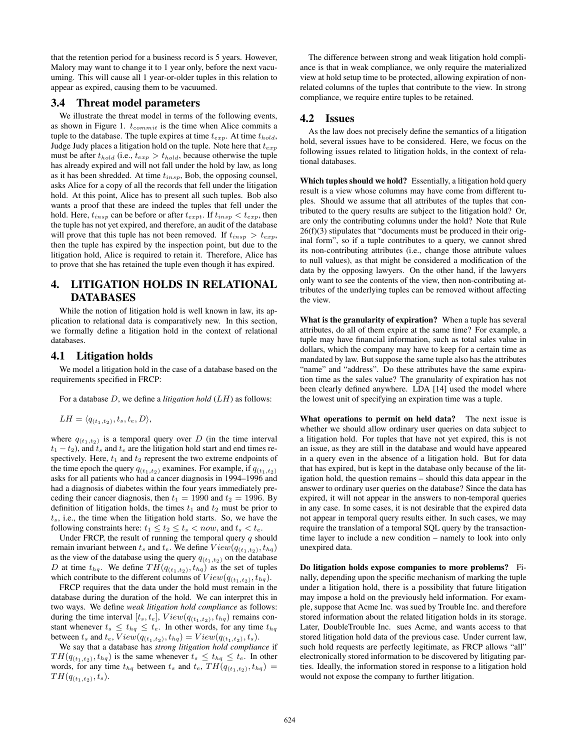that the retention period for a business record is 5 years. However, Malory may want to change it to 1 year only, before the next vacuuming. This will cause all 1 year-or-older tuples in this relation to appear as expired, causing them to be vacuumed.

### 3.4 Threat model parameters

We illustrate the threat model in terms of the following events, as shown in Figure 1. $t_{commit}$ is the time when Alice commits a tuple to the database. The tuple expires at time $t_{exp}$. At time $t_{hold}$, Judge Judy places a litigation hold on the tuple. Note here that $t_{exp}$ must be after $t_{hold}$ (i.e., $t_{exp} > t_{hold}$, because otherwise the tuple has already expired and will not fall under the hold by law, as long as it has been shredded. At time $t_{insp}$, Bob, the opposing counsel, asks Alice for a copy of all the records that fell under the litigation hold. At this point, Alice has to present all such tuples. Bob also wants a proof that these are indeed the tuples that fell under the hold. Here, $t_{insp}$ can be before or after $t_{expt}$. If $t_{insp} < t_{exp}$, then the tuple has not yet expired, and therefore, an audit of the database will prove that this tuple has not been removed. If $t_{insp} > t_{exp}$, then the tuple has expired by the inspection point, but due to the litigation hold, Alice is required to retain it. Therefore, Alice has to prove that she has retained the tuple even though it has expired.

## 4. LITIGATION HOLDS IN RELATIONAL DATABASES

While the notion of litigation hold is well known in law, its application to relational data is comparatively new. In this section, we formally define a litigation hold in the context of relational databases.

### 4.1 Litigation holds

We model a litigation hold in the case of a database based on the requirements specified in FRCP:

For a database $D$, we define a *litigation hold* ($LH$) as follows:

$$LH = \langle q_{(t_1,t_2)}, t_s, t_e, D \rangle,$$

where $q_{(t_1,t_2)}$ is a temporal query over $D$ (in the time interval $t_1 - t_2$), and $t_s$ and $t_e$ are the litigation hold start and end times respectively. Here, $t_1$ and $t_2$ represent the two extreme endpoints of the time epoch the query $q_{(t_1,t_2)}$ examines. For example, if $q_{(t_1,t_2)}$ asks for all patients who had a cancer diagnosis in 1994–1996 and had a diagnosis of diabetes within the four years immediately preceding their cancer diagnosis, then $t_1 = 1990$ and $t_2 = 1996$. By definition of litigation holds, the times $t_1$ and $t_2$ must be prior to $t_s$, i.e., the time when the litigation hold starts. So, we have the following constraints here: $t_1 \leq t_2 \leq t_s < now$, and $t_s < t_e$.

Under FRCP, the result of running the temporal query $q$ should remain invariant between $t_s$ and $t_e$. We define $View(q_{(t_1,t_2)}, t_{hq})$ as the view of the database using the query $q_{(t_1,t_2)}$ on the database $D$ at time $t_{hq}$. We define $TH(q_{(t_1,t_2)}, t_{hq})$ as the set of tuples which contribute to the different columns of $View(q_{(t_1,t_2)}, t_{hq})$.

FRCP requires that the data under the hold must remain in the database during the duration of the hold. We can interpret this in two ways. We define *weak litigation hold compliance* as follows: during the time interval $[t_s, t_e]$, $View(q_{(t_1,t_2)}, t_{hq})$ remains constant whenever $t_s \leq t_{hq} \leq t_e$. In other words, for any time $t_{hq}$ between $t_s$ and $t_e$, $View(q_{(t_1,t_2)}, t_{hq}) = View(q_{(t_1,t_2)}, t_s)$.

We say that a database has *strong litigation hold compliance* if $TH(q_{(t_1,t_2)}, t_{hq})$ is the same whenever $t_s \leq t_{hq} \leq t_e$. In other words, for any time $t_{hq}$ between $t_s$ and $t_e$, $TH(q_{(t_1,t_2)}, t_{hq}) = TH(q_{(t_1,t_2)}, t_s)$.

The difference between strong and weak litigation hold compliance is that in weak compliance, we only require the materialized view at hold setup time to be protected, allowing expiration of non-related columns of the tuples that contribute to the view. In strong compliance, we require entire tuples to be retained.

### 4.2 Issues

As the law does not precisely define the semantics of a litigation hold, several issues have to be considered. Here, we focus on the following issues related to litigation holds, in the context of relational databases.

**Which tuples should we hold?** Essentially, a litigation hold query result is a view whose columns may have come from different tuples. Should we assume that all attributes of the tuples that contributed to the query results are subject to the litigation hold? Or, are only the contributing columns under the hold? Note that Rule 26(f)(3) stipulates that "documents must be produced in their original form", so if a tuple contributes to a query, we cannot shred its non-contributing attributes (i.e., change those attribute values to null values), as that might be considered a modification of the data by the opposing lawyers. On the other hand, if the lawyers only want to see the contents of the view, then non-contributing attributes of the underlying tuples can be removed without affecting the view.

**What is the granularity of expiration?** When a tuple has several attributes, do all of them expire at the same time? For example, a tuple may have financial information, such as total sales value in dollars, which the company may have to keep for a certain time as mandated by law. But suppose the same tuple also has the attributes "name" and "address". Do these attributes have the same expiration time as the sales value? The granularity of expiration has not been clearly defined anywhere. LDA [14] used the model where the lowest unit of specifying an expiration time was a tuple.

**What operations to permit on held data?** The next issue is whether we should allow ordinary user queries on data subject to a litigation hold. For tuples that have not yet expired, this is not an issue, as they are still in the database and would have appeared in a query even in the absence of a litigation hold. But for data that has expired, but is kept in the database only because of the litigation hold, the question remains – should this data appear in the answer to ordinary user queries on the database? Since the data has expired, it will not appear in the answers to non-temporal queries in any case. In some cases, it is not desirable that the expired data not appear in temporal query results either. In such cases, we may require the translation of a temporal SQL query by the transaction-time layer to include a new condition – namely to look into only unexpired data.

**Do litigation holds expose companies to more problems?** Finally, depending upon the specific mechanism of marking the tuple under a litigation hold, there is a possibility that future litigation may impose a hold on the previously held information. For example, suppose that Acme Inc. was sued by Trouble Inc. and therefore stored information about the related litigation holds in its storage. Later, DoubleTrouble Inc. sues Acme, and wants access to that stored litigation hold data of the previous case. Under current law, such hold requests are perfectly legitimate, as FRCP allows "all" electronically stored information to be discovered by litigating parties. Ideally, the information stored in response to a litigation hold would not expose the company to further litigation.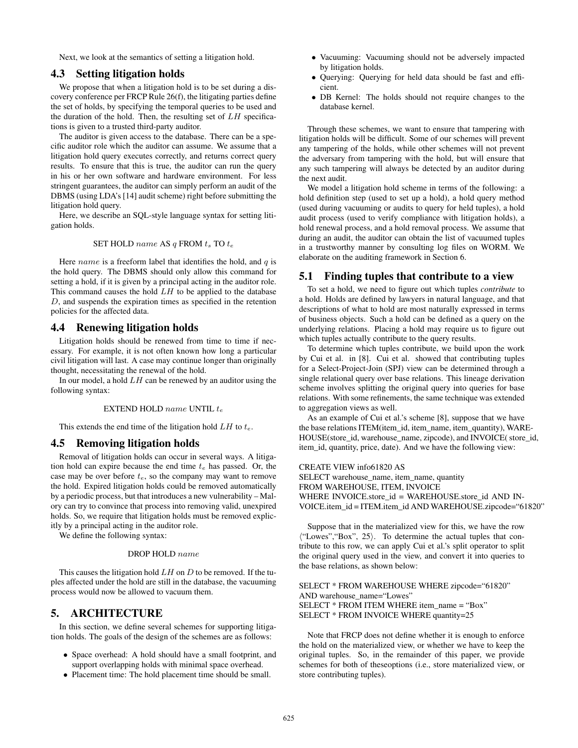Next, we look at the semantics of setting a litigation hold.

### 4.3 Setting litigation holds

We propose that when a litigation hold is to be set during a discovery conference per FRCP Rule 26(f), the litigating parties define the set of holds, by specifying the temporal queries to be used and the duration of the hold. Then, the resulting set of $LH$ specifications is given to a trusted third-party auditor.

The auditor is given access to the database. There can be a specific auditor role which the auditor can assume. We assume that a litigation hold query executes correctly, and returns correct query results. To ensure that this is true, the auditor can run the query in his or her own software and hardware environment. For less stringent guarantees, the auditor can simply perform an audit of the DBMS (using LDA's [14] audit scheme) right before submitting the litigation hold query.

Here, we describe an SQL-style language syntax for setting litigation holds.

SET HOLD $name$ AS $q$ FROM $t_s$ TO $t_e$

Here $name$ is a freeform label that identifies the hold, and $q$ is the hold query. The DBMS should only allow this command for setting a hold, if it is given by a principal acting in the auditor role. This command causes the hold $LH$ to be applied to the database $D$, and suspends the expiration times as specified in the retention policies for the affected data.

### 4.4 Renewing litigation holds

Litigation holds should be renewed from time to time if necessary. For example, it is not often known how long a particular civil litigation will last. A case may continue longer than originally thought, necessitating the renewal of the hold.

In our model, a hold $LH$ can be renewed by an auditor using the following syntax:

EXTEND HOLD $name$ UNTIL $t_e$

This extends the end time of the litigation hold $LH$ to $t_e$.

### 4.5 Removing litigation holds

Removal of litigation holds can occur in several ways. A litigation hold can expire because the end time $t_e$ has passed. Or, the case may be over before $t_e$, so the company may want to remove the hold. Expired litigation holds could be removed automatically by a periodic process, but that introduces a new vulnerability – Mallory can try to convince that process into removing valid, unexpired holds. So, we require that litigation holds must be removed explicitly by a principal acting in the auditor role.

We define the following syntax:

DROP HOLD $name$

This causes the litigation hold $LH$ on $D$ to be removed. If the tuples affected under the hold are still in the database, the vacuuming process would now be allowed to vacuum them.

## 5. ARCHITECTURE

In this section, we define several schemes for supporting litigation holds. The goals of the design of the schemes are as follows:

- Space overhead: A hold should have a small footprint, and support overlapping holds with minimal space overhead.
- Placement time: The hold placement time should be small.
- Vacuuming: Vacuuming should not be adversely impacted by litigation holds.
- Querying: Querying for held data should be fast and efficient.
- DB Kernel: The holds should not require changes to the database kernel.

Through these schemes, we want to ensure that tampering with litigation holds will be difficult. Some of our schemes will prevent any tampering of the holds, while other schemes will not prevent the adversary from tampering with the hold, but will ensure that any such tampering will always be detected by an auditor during the next audit.

We model a litigation hold scheme in terms of the following: a hold definition step (used to set up a hold), a hold query method (used during vacuuming or audits to query for held tuples), a hold audit process (used to verify compliance with litigation holds), a hold renewal process, and a hold removal process. We assume that during an audit, the auditor can obtain the list of vacuumed tuples in a trustworthy manner by consulting log files on WORM. We elaborate on the auditing framework in Section 6.

### 5.1 Finding tuples that contribute to a view

To set a hold, we need to figure out which tuples *contribute* to a hold. Holds are defined by lawyers in natural language, and that descriptions of what to hold are most naturally expressed in terms of business objects. Such a hold can be defined as a query on the underlying relations. Placing a hold may require us to figure out which tuples actually contribute to the query results.

To determine which tuples contribute, we build upon the work by Cui et al. in [8]. Cui et al. showed that contributing tuples for a Select-Project-Join (SPJ) view can be determined through a single relational query over base relations. This lineage derivation scheme involves splitting the original query into queries for base relations. With some refinements, the same technique was extended to aggregation views as well.

As an example of Cui et al.'s scheme [8], suppose that we have the base relations ITEM(item_id, item_name, item_quantity), WAREHOUSE(store_id, warehouse_name, zipcode), and INVOICE( store_id, item_id, quantity, price, date). And we have the following view:

```
CREATE VIEW info61820 AS
SELECT warehouse_name, item_name, quantity
FROM WAREHOUSE, ITEM, INVOICE
WHERE INVOICE.store_id = WAREHOUSE.store_id AND INVOICE.item_id = ITEM.item_id AND WAREHOUSE.zipcode="61820"
```

Suppose that in the materialized view for this, we have the row $\langle$"Lowes","Box", 25$\rangle$. To determine the actual tuples that contribute to this row, we can apply Cui et al.'s split operator to split the original query used in the view, and convert it into queries to the base relations, as shown below:

```
SELECT * FROM WAREHOUSE WHERE zipcode="61820"
AND warehouse_name="Lowes"
SELECT * FROM ITEM WHERE item_name = "Box"
SELECT * FROM INVOICE WHERE quantity=25
```

Note that FRCP does not define whether it is enough to enforce the hold on the materialized view, or whether we have to keep the original tuples. So, in the remainder of this paper, we provide schemes for both of theseoptions (i.e., store materialized view, or store contributing tuples).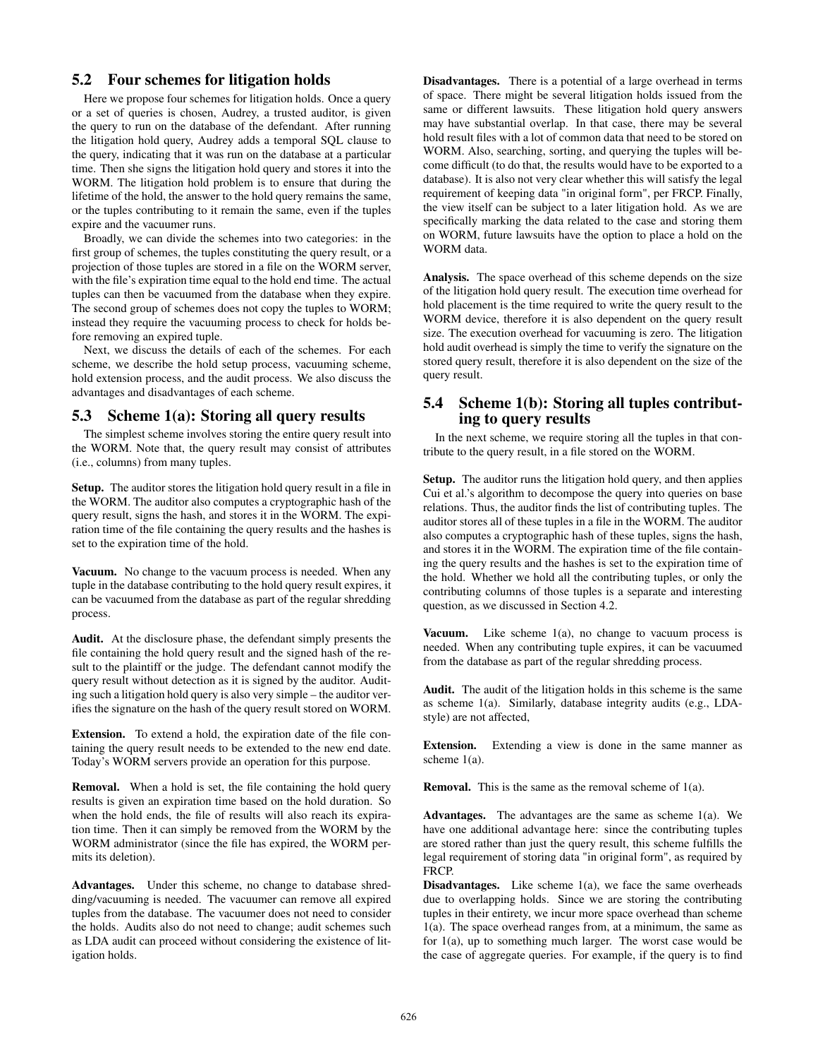## 5.2 Four schemes for litigation holds

Here we propose four schemes for litigation holds. Once a query or a set of queries is chosen, Audrey, a trusted auditor, is given the query to run on the database of the defendant. After running the litigation hold query, Audrey adds a temporal SQL clause to the query, indicating that it was run on the database at a particular time. Then she signs the litigation hold query and stores it into the WORM. The litigation hold problem is to ensure that during the lifetime of the hold, the answer to the hold query remains the same, or the tuples contributing to it remain the same, even if the tuples expire and the vacuumer runs.

Broadly, we can divide the schemes into two categories: in the first group of schemes, the tuples constituting the query result, or a projection of those tuples are stored in a file on the WORM server, with the file's expiration time equal to the hold end time. The actual tuples can then be vacuumed from the database when they expire. The second group of schemes does not copy the tuples to WORM; instead they require the vacuuming process to check for holds before removing an expired tuple.

Next, we discuss the details of each of the schemes. For each scheme, we describe the hold setup process, vacuuming scheme, hold extension process, and the audit process. We also discuss the advantages and disadvantages of each scheme.

## 5.3 Scheme 1(a): Storing all query results

The simplest scheme involves storing the entire query result into the WORM. Note that, the query result may consist of attributes (i.e., columns) from many tuples.

**Setup.** The auditor stores the litigation hold query result in a file in the WORM. The auditor also computes a cryptographic hash of the query result, signs the hash, and stores it in the WORM. The expiration time of the file containing the query results and the hashes is set to the expiration time of the hold.

**Vacuum.** No change to the vacuum process is needed. When any tuple in the database contributing to the hold query result expires, it can be vacuumed from the database as part of the regular shredding process.

**Audit.** At the disclosure phase, the defendant simply presents the file containing the hold query result and the signed hash of the result to the plaintiff or the judge. The defendant cannot modify the query result without detection as it is signed by the auditor. Auditing such a litigation hold query is also very simple – the auditor verifies the signature on the hash of the query result stored on WORM.

**Extension.** To extend a hold, the expiration date of the file containing the query result needs to be extended to the new end date. Today's WORM servers provide an operation for this purpose.

**Removal.** When a hold is set, the file containing the hold query results is given an expiration time based on the hold duration. So when the hold ends, the file of results will also reach its expiration time. Then it can simply be removed from the WORM by the WORM administrator (since the file has expired, the WORM permits its deletion).

**Advantages.** Under this scheme, no change to database shredding/vacuuming is needed. The vacuumer can remove all expired tuples from the database. The vacuumer does not need to consider the holds. Audits also do not need to change; audit schemes such as LDA audit can proceed without considering the existence of litigation holds.

**Disadvantages.** There is a potential of a large overhead in terms of space. There might be several litigation holds issued from the same or different lawsuits. These litigation hold query answers may have substantial overlap. In that case, there may be several hold result files with a lot of common data that need to be stored on WORM. Also, searching, sorting, and querying the tuples will become difficult (to do that, the results would have to be exported to a database). It is also not very clear whether this will satisfy the legal requirement of keeping data "in original form", per FRCP. Finally, the view itself can be subject to a later litigation hold. As we are specifically marking the data related to the case and storing them on WORM, future lawsuits have the option to place a hold on the WORM data.

**Analysis.** The space overhead of this scheme depends on the size of the litigation hold query result. The execution time overhead for hold placement is the time required to write the query result to the WORM device, therefore it is also dependent on the query result size. The execution overhead for vacuuming is zero. The litigation hold audit overhead is simply the time to verify the signature on the stored query result, therefore it is also dependent on the size of the query result.

## 5.4 Scheme 1(b): Storing all tuples contributing to query results

In the next scheme, we require storing all the tuples in that contribute to the query result, in a file stored on the WORM.

**Setup.** The auditor runs the litigation hold query, and then applies Cui et al.'s algorithm to decompose the query into queries on base relations. Thus, the auditor finds the list of contributing tuples. The auditor stores all of these tuples in a file in the WORM. The auditor also computes a cryptographic hash of these tuples, signs the hash, and stores it in the WORM. The expiration time of the file containing the query results and the hashes is set to the expiration time of the hold. Whether we hold all the contributing tuples, or only the contributing columns of those tuples is a separate and interesting question, as we discussed in Section 4.2.

**Vacuum.** Like scheme 1(a), no change to vacuum process is needed. When any contributing tuple expires, it can be vacuumed from the database as part of the regular shredding process.

**Audit.** The audit of the litigation holds in this scheme is the same as scheme 1(a). Similarly, database integrity audits (e.g., LDA-style) are not affected,

**Extension.** Extending a view is done in the same manner as scheme 1(a).

**Removal.** This is the same as the removal scheme of 1(a).

**Advantages.** The advantages are the same as scheme 1(a). We have one additional advantage here: since the contributing tuples are stored rather than just the query result, this scheme fulfills the legal requirement of storing data "in original form", as required by FRCP.

**Disadvantages.** Like scheme 1(a), we face the same overheads due to overlapping holds. Since we are storing the contributing tuples in their entirety, we incur more space overhead than scheme 1(a). The space overhead ranges from, at a minimum, the same as for 1(a), up to something much larger. The worst case would be the case of aggregate queries. For example, if the query is to find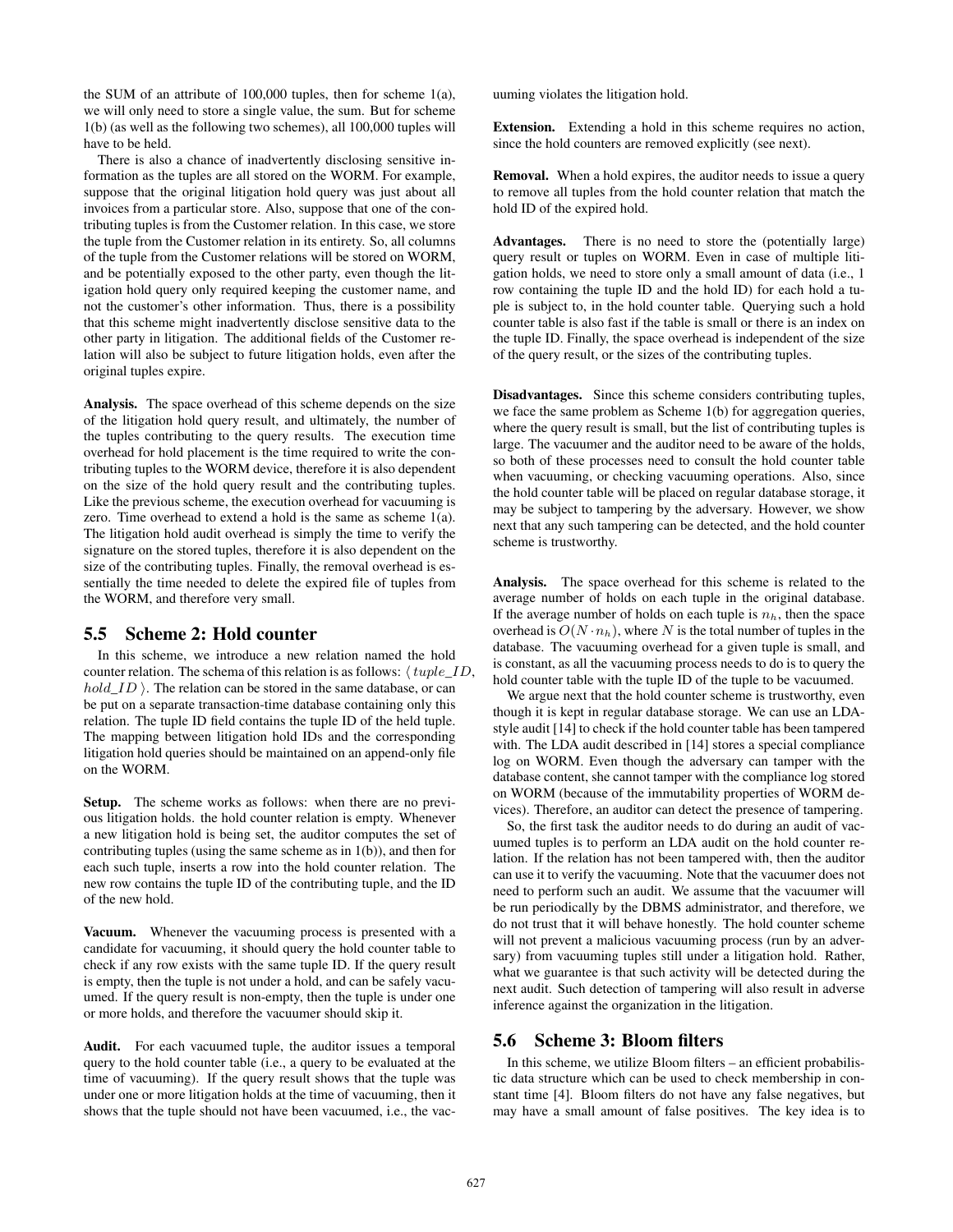the SUM of an attribute of 100,000 tuples, then for scheme 1(a), we will only need to store a single value, the sum. But for scheme 1(b) (as well as the following two schemes), all 100,000 tuples will have to be held.

There is also a chance of inadvertently disclosing sensitive information as the tuples are all stored on the WORM. For example, suppose that the original litigation hold query was just about all invoices from a particular store. Also, suppose that one of the contributing tuples is from the Customer relation. In this case, we store the tuple from the Customer relation in its entirety. So, all columns of the tuple from the Customer relations will be stored on WORM, and be potentially exposed to the other party, even though the litigation hold query only required keeping the customer name, and not the customer's other information. Thus, there is a possibility that this scheme might inadvertently disclose sensitive data to the other party in litigation. The additional fields of the Customer relation will also be subject to future litigation holds, even after the original tuples expire.

**Analysis.** The space overhead of this scheme depends on the size of the litigation hold query result, and ultimately, the number of the tuples contributing to the query results. The execution time overhead for hold placement is the time required to write the contributing tuples to the WORM device, therefore it is also dependent on the size of the hold query result and the contributing tuples. Like the previous scheme, the execution overhead for vacuuming is zero. Time overhead to extend a hold is the same as scheme 1(a). The litigation hold audit overhead is simply the time to verify the signature on the stored tuples, therefore it is also dependent on the size of the contributing tuples. Finally, the removal overhead is essentially the time needed to delete the expired file of tuples from the WORM, and therefore very small.

## 5.5 Scheme 2: Hold counter

In this scheme, we introduce a new relation named the hold counter relation. The schema of this relation is as follows: $\langle\, tuple\_ID, hold\_ID \,\rangle$. The relation can be stored in the same database, or can be put on a separate transaction-time database containing only this relation. The tuple ID field contains the tuple ID of the held tuple. The mapping between litigation hold IDs and the corresponding litigation hold queries should be maintained on an append-only file on the WORM.

**Setup.** The scheme works as follows: when there are no previous litigation holds. the hold counter relation is empty. Whenever a new litigation hold is being set, the auditor computes the set of contributing tuples (using the same scheme as in 1(b)), and then for each such tuple, inserts a row into the hold counter relation. The new row contains the tuple ID of the contributing tuple, and the ID of the new hold.

**Vacuum.** Whenever the vacuuming process is presented with a candidate for vacuuming, it should query the hold counter table to check if any row exists with the same tuple ID. If the query result is empty, then the tuple is not under a hold, and can be safely vacuumed. If the query result is non-empty, then the tuple is under one or more holds, and therefore the vacuumer should skip it.

**Audit.** For each vacuumed tuple, the auditor issues a temporal query to the hold counter table (i.e., a query to be evaluated at the time of vacuuming). If the query result shows that the tuple was under one or more litigation holds at the time of vacuuming, then it shows that the tuple should not have been vacuumed, i.e., the vacuuming violates the litigation hold.

**Extension.** Extending a hold in this scheme requires no action, since the hold counters are removed explicitly (see next).

**Removal.** When a hold expires, the auditor needs to issue a query to remove all tuples from the hold counter relation that match the hold ID of the expired hold.

**Advantages.** There is no need to store the (potentially large) query result or tuples on WORM. Even in case of multiple litigation holds, we need to store only a small amount of data (i.e., 1 row containing the tuple ID and the hold ID) for each hold a tuple is subject to, in the hold counter table. Querying such a hold counter table is also fast if the table is small or there is an index on the tuple ID. Finally, the space overhead is independent of the size of the query result, or the sizes of the contributing tuples.

**Disadvantages.** Since this scheme considers contributing tuples, we face the same problem as Scheme 1(b) for aggregation queries, where the query result is small, but the list of contributing tuples is large. The vacuumer and the auditor need to be aware of the holds, so both of these processes need to consult the hold counter table when vacuuming, or checking vacuuming operations. Also, since the hold counter table will be placed on regular database storage, it may be subject to tampering by the adversary. However, we show next that any such tampering can be detected, and the hold counter scheme is trustworthy.

**Analysis.** The space overhead for this scheme is related to the average number of holds on each tuple in the original database. If the average number of holds on each tuple is $n_h$, then the space overhead is $O(N \cdot n_h)$, where $N$ is the total number of tuples in the database. The vacuuming overhead for a given tuple is small, and is constant, as all the vacuuming process needs to do is to query the hold counter table with the tuple ID of the tuple to be vacuumed.

We argue next that the hold counter scheme is trustworthy, even though it is kept in regular database storage. We can use an LDA-style audit [14] to check if the hold counter table has been tampered with. The LDA audit described in [14] stores a special compliance log on WORM. Even though the adversary can tamper with the database content, she cannot tamper with the compliance log stored on WORM (because of the immutability properties of WORM devices). Therefore, an auditor can detect the presence of tampering.

So, the first task the auditor needs to do during an audit of vacuumed tuples is to perform an LDA audit on the hold counter relation. If the relation has not been tampered with, then the auditor can use it to verify the vacuuming. Note that the vacuumer does not need to perform such an audit. We assume that the vacuumer will be run periodically by the DBMS administrator, and therefore, we do not trust that it will behave honestly. The hold counter scheme will not prevent a malicious vacuuming process (run by an adversary) from vacuuming tuples still under a litigation hold. Rather, what we guarantee is that such activity will be detected during the next audit. Such detection of tampering will also result in adverse inference against the organization in the litigation.

## 5.6 Scheme 3: Bloom filters

In this scheme, we utilize Bloom filters – an efficient probabilistic data structure which can be used to check membership in constant time [4]. Bloom filters do not have any false negatives, but may have a small amount of false positives. The key idea is to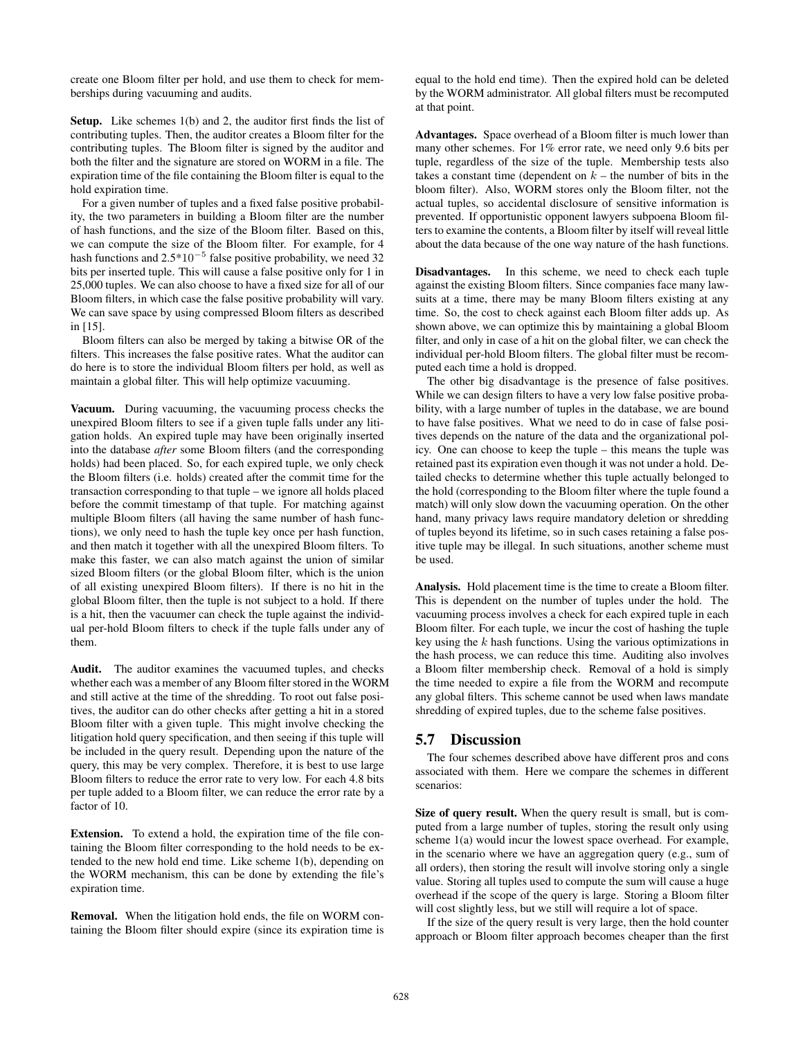create one Bloom filter per hold, and use them to check for memberships during vacuuming and audits.

**Setup.** Like schemes 1(b) and 2, the auditor first finds the list of contributing tuples. Then, the auditor creates a Bloom filter for the contributing tuples. The Bloom filter is signed by the auditor and both the filter and the signature are stored on WORM in a file. The expiration time of the file containing the Bloom filter is equal to the hold expiration time.

For a given number of tuples and a fixed false positive probability, the two parameters in building a Bloom filter are the number of hash functions, and the size of the Bloom filter. Based on this, we can compute the size of the Bloom filter. For example, for 4 hash functions and $2.5*10^{-5}$ false positive probability, we need 32 bits per inserted tuple. This will cause a false positive only for 1 in 25,000 tuples. We can also choose to have a fixed size for all of our Bloom filters, in which case the false positive probability will vary. We can save space by using compressed Bloom filters as described in [15].

Bloom filters can also be merged by taking a bitwise OR of the filters. This increases the false positive rates. What the auditor can do here is to store the individual Bloom filters per hold, as well as maintain a global filter. This will help optimize vacuuming.

**Vacuum.** During vacuuming, the vacuuming process checks the unexpired Bloom filters to see if a given tuple falls under any litigation holds. An expired tuple may have been originally inserted into the database *after* some Bloom filters (and the corresponding holds) had been placed. So, for each expired tuple, we only check the Bloom filters (i.e. holds) created after the commit time for the transaction corresponding to that tuple – we ignore all holds placed before the commit timestamp of that tuple. For matching against multiple Bloom filters (all having the same number of hash functions), we only need to hash the tuple key once per hash function, and then match it together with all the unexpired Bloom filters. To make this faster, we can also match against the union of similar sized Bloom filters (or the global Bloom filter, which is the union of all existing unexpired Bloom filters). If there is no hit in the global Bloom filter, then the tuple is not subject to a hold. If there is a hit, then the vacuumer can check the tuple against the individual per-hold Bloom filters to check if the tuple falls under any of them.

**Audit.** The auditor examines the vacuumed tuples, and checks whether each was a member of any Bloom filter stored in the WORM and still active at the time of the shredding. To root out false positives, the auditor can do other checks after getting a hit in a stored Bloom filter with a given tuple. This might involve checking the litigation hold query specification, and then seeing if this tuple will be included in the query result. Depending upon the nature of the query, this may be very complex. Therefore, it is best to use large Bloom filters to reduce the error rate to very low. For each 4.8 bits per tuple added to a Bloom filter, we can reduce the error rate by a factor of 10.

**Extension.** To extend a hold, the expiration time of the file containing the Bloom filter corresponding to the hold needs to be extended to the new hold end time. Like scheme 1(b), depending on the WORM mechanism, this can be done by extending the file's expiration time.

**Removal.** When the litigation hold ends, the file on WORM containing the Bloom filter should expire (since its expiration time is equal to the hold end time). Then the expired hold can be deleted by the WORM administrator. All global filters must be recomputed at that point.

**Advantages.** Space overhead of a Bloom filter is much lower than many other schemes. For 1% error rate, we need only 9.6 bits per tuple, regardless of the size of the tuple. Membership tests also takes a constant time (dependent on $k$ – the number of bits in the bloom filter). Also, WORM stores only the Bloom filter, not the actual tuples, so accidental disclosure of sensitive information is prevented. If opportunistic opponent lawyers subpoena Bloom filters to examine the contents, a Bloom filter by itself will reveal little about the data because of the one way nature of the hash functions.

**Disadvantages.** In this scheme, we need to check each tuple against the existing Bloom filters. Since companies face many lawsuits at a time, there may be many Bloom filters existing at any time. So, the cost to check against each Bloom filter adds up. As shown above, we can optimize this by maintaining a global Bloom filter, and only in case of a hit on the global filter, we can check the individual per-hold Bloom filters. The global filter must be recomputed each time a hold is dropped.

The other big disadvantage is the presence of false positives. While we can design filters to have a very low false positive probability, with a large number of tuples in the database, we are bound to have false positives. What we need to do in case of false positives depends on the nature of the data and the organizational policy. One can choose to keep the tuple – this means the tuple was retained past its expiration even though it was not under a hold. Detailed checks to determine whether this tuple actually belonged to the hold (corresponding to the Bloom filter where the tuple found a match) will only slow down the vacuuming operation. On the other hand, many privacy laws require mandatory deletion or shredding of tuples beyond its lifetime, so in such cases retaining a false positive tuple may be illegal. In such situations, another scheme must be used.

**Analysis.** Hold placement time is the time to create a Bloom filter. This is dependent on the number of tuples under the hold. The vacuuming process involves a check for each expired tuple in each Bloom filter. For each tuple, we incur the cost of hashing the tuple key using the $k$ hash functions. Using the various optimizations in the hash process, we can reduce this time. Auditing also involves a Bloom filter membership check. Removal of a hold is simply the time needed to expire a file from the WORM and recompute any global filters. This scheme cannot be used when laws mandate shredding of expired tuples, due to the scheme false positives.

## 5.7 Discussion

The four schemes described above have different pros and cons associated with them. Here we compare the schemes in different scenarios:

**Size of query result.** When the query result is small, but is computed from a large number of tuples, storing the result only using scheme 1(a) would incur the lowest space overhead. For example, in the scenario where we have an aggregation query (e.g., sum of all orders), then storing the result will involve storing only a single value. Storing all tuples used to compute the sum will cause a huge overhead if the scope of the query is large. Storing a Bloom filter will cost slightly less, but we still will require a lot of space.

If the size of the query result is very large, then the hold counter approach or Bloom filter approach becomes cheaper than the first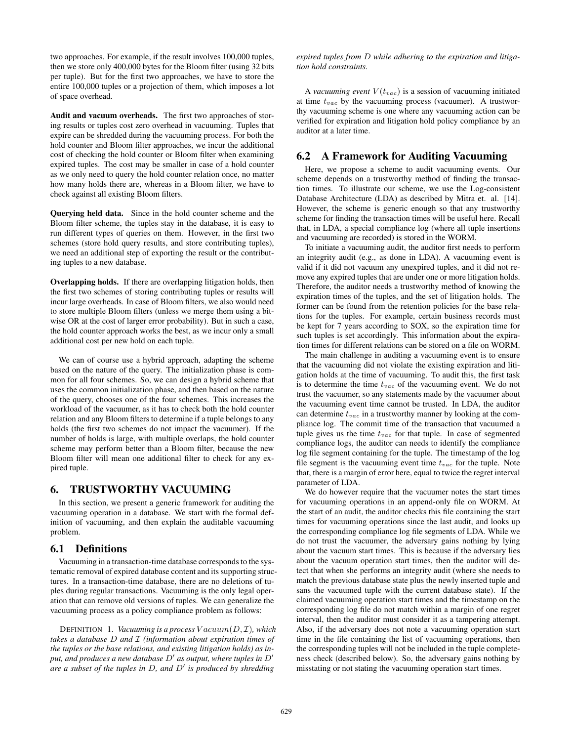two approaches. For example, if the result involves 100,000 tuples, then we store only 400,000 bytes for the Bloom filter (using 32 bits per tuple). But for the first two approaches, we have to store the entire 100,000 tuples or a projection of them, which imposes a lot of space overhead.

**Audit and vacuum overheads.** The first two approaches of storing results or tuples cost zero overhead in vacuuming. Tuples that expire can be shredded during the vacuuming process. For both the hold counter and Bloom filter approaches, we incur the additional cost of checking the hold counter or Bloom filter when examining expired tuples. The cost may be smaller in case of a hold counter as we only need to query the hold counter relation once, no matter how many holds there are, whereas in a Bloom filter, we have to check against all existing Bloom filters.

**Querying held data.** Since in the hold counter scheme and the Bloom filter scheme, the tuples stay in the database, it is easy to run different types of queries on them. However, in the first two schemes (store hold query results, and store contributing tuples), we need an additional step of exporting the result or the contributing tuples to a new database.

**Overlapping holds.** If there are overlapping litigation holds, then the first two schemes of storing contributing tuples or results will incur large overheads. In case of Bloom filters, we also would need to store multiple Bloom filters (unless we merge them using a bitwise OR at the cost of larger error probability). But in such a case, the hold counter approach works the best, as we incur only a small additional cost per new hold on each tuple.

We can of course use a hybrid approach, adapting the scheme based on the nature of the query. The initialization phase is common for all four schemes. So, we can design a hybrid scheme that uses the common initialization phase, and then based on the nature of the query, chooses one of the four schemes. This increases the workload of the vacuumer, as it has to check both the hold counter relation and any Bloom filters to determine if a tuple belongs to any holds (the first two schemes do not impact the vacuumer). If the number of holds is large, with multiple overlaps, the hold counter scheme may perform better than a Bloom filter, because the new Bloom filter will mean one additional filter to check for any expired tuple.

# 6. TRUSTWORTHY VACUUMING

In this section, we present a generic framework for auditing the vacuuming operation in a database. We start with the formal definition of vacuuming, and then explain the auditable vacuuming problem.

## 6.1 Definitions

Vacuuming in a transaction-time database corresponds to the systematic removal of expired database content and its supporting structures. In a transaction-time database, there are no deletions of tuples during regular transactions. Vacuuming is the only legal operation that can remove old versions of tuples. We can generalize the vacuuming process as a policy compliance problem as follows:

DEFINITION 1. *Vacuuming is a process $Vacuum(D, \mathcal{I})$, which takes a database $D$ and $\mathcal{I}$ (information about expiration times of the tuples or the base relations, and existing litigation holds) as input, and produces a new database $D'$ as output, where tuples in $D'$ are a subset of the tuples in $D$, and $D'$ is produced by shredding expired tuples from $D$ while adhering to the expiration and litigation hold constraints.*

A *vacuuming event* $V(t_{vac})$ is a session of vacuuming initiated at time $t_{vac}$ by the vacuuming process (vacuumer). A trustworthy vacuuming scheme is one where any vacuuming action can be verified for expiration and litigation hold policy compliance by an auditor at a later time.

## 6.2 A Framework for Auditing Vacuuming

Here, we propose a scheme to audit vacuuming events. Our scheme depends on a trustworthy method of finding the transaction times. To illustrate our scheme, we use the Log-consistent Database Architecture (LDA) as described by Mitra et. al. [14]. However, the scheme is generic enough so that any trustworthy scheme for finding the transaction times will be useful here. Recall that, in LDA, a special compliance log (where all tuple insertions and vacuuming are recorded) is stored in the WORM.

To initiate a vacuuming audit, the auditor first needs to perform an integrity audit (e.g., as done in LDA). A vacuuming event is valid if it did not vacuum any unexpired tuples, and it did not remove any expired tuples that are under one or more litigation holds. Therefore, the auditor needs a trustworthy method of knowing the expiration times of the tuples, and the set of litigation holds. The former can be found from the retention policies for the base relations for the tuples. For example, certain business records must be kept for 7 years according to SOX, so the expiration time for such tuples is set accordingly. This information about the expiration times for different relations can be stored on a file on WORM.

The main challenge in auditing a vacuuming event is to ensure that the vacuuming did not violate the existing expiration and litigation holds at the time of vacuuming. To audit this, the first task is to determine the time $t_{vac}$ of the vacuuming event. We do not trust the vacuumer, so any statements made by the vacuumer about the vacuuming event time cannot be trusted. In LDA, the auditor can determine $t_{vac}$ in a trustworthy manner by looking at the compliance log. The commit time of the transaction that vacuumed a tuple gives us the time $t_{vac}$ for that tuple. In case of segmented compliance logs, the auditor can needs to identify the compliance log file segment containing for the tuple. The timestamp of the log file segment is the vacuuming event time $t_{vac}$ for the tuple. Note that, there is a margin of error here, equal to twice the regret interval parameter of LDA.

We do however require that the vacuumer notes the start times for vacuuming operations in an append-only file on WORM. At the start of an audit, the auditor checks this file containing the start times for vacuuming operations since the last audit, and looks up the corresponding compliance log file segments of LDA. While we do not trust the vacuumer, the adversary gains nothing by lying about the vacuum start times. This is because if the adversary lies about the vacuum operation start times, then the auditor will detect that when she performs an integrity audit (where she needs to match the previous database state plus the newly inserted tuple and sans the vacuumed tuple with the current database state). If the claimed vacuuming operation start times and the timestamp on the corresponding log file do not match within a margin of one regret interval, then the auditor must consider it as a tampering attempt. Also, if the adversary does not note a vacuuming operation start time in the file containing the list of vacuuming operations, then the corresponding tuples will not be included in the tuple completeness check (described below). So, the adversary gains nothing by misstating or not stating the vacuuming operation start times.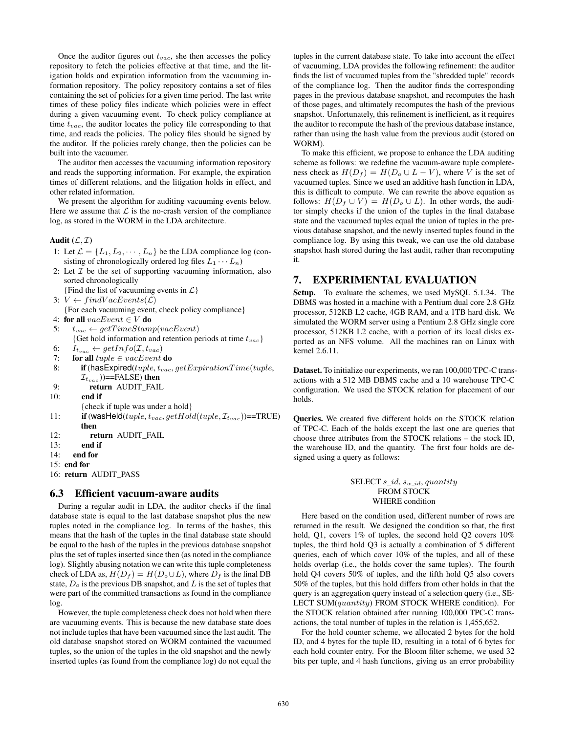Once the auditor figures out $t_{vac}$, she then accesses the policy repository to fetch the policies effective at that time, and the litigation holds and expiration information from the vacuuming information repository. The policy repository contains a set of files containing the set of policies for a given time period. The last write times of these policy files indicate which policies were in effect during a given vacuuming event. To check policy compliance at time $t_{vac}$, the auditor locates the policy file corresponding to that time, and reads the policies. The policy files should be signed by the auditor. If the policies rarely change, then the policies can be built into the vacuumer.

The auditor then accesses the vacuuming information repository and reads the supporting information. For example, the expiration times of different relations, and the litigation holds in effect, and other related information.

We present the algorithm for auditing vacuuming events below. Here we assume that $\mathcal{L}$ is the no-crash version of the compliance log, as stored in the WORM in the LDA architecture.

**Audit ($\mathcal{L}, \mathcal{I}$)**

```
1: Let L = {L_1, L_2, ..., L_n} be the LDA compliance log (consisting of chronologically ordered log files L_1 ... L_n)
2: Let I be the set of supporting vacuuming information, also sorted chronologically
   {Find the list of vacuuming events in L}
3: V ← findVacEvents(L)
   {For each vacuuming event, check policy compliance}
4: for all vacEvent ∈ V do
5:   t_vac ← getTimeStamp(vacEvent)
     {Get hold information and retention periods at time t_vac}
6:   I_{t_vac} ← getInfo(I, t_vac)
7:   for all tuple ∈ vacEvent do
8:     if (hasExpired(tuple, t_vac, getExpirationTime(tuple, I_{t_vac}))==FALSE) then
9:       return AUDIT_FAIL
10:    end if
       {check if tuple was under a hold}
11:    if (wasHeld(tuple, t_vac, getHold(tuple, I_{t_vac}))==TRUE) then
12:      return AUDIT_FAIL
13:    end if
14:  end for
15: end for
16: return AUDIT_PASS
```

### 6.3 Efficient vacuum-aware audits

During a regular audit in LDA, the auditor checks if the final database state is equal to the last database snapshot plus the new tuples noted in the compliance log. In terms of the hashes, this means that the hash of the tuples in the final database state should be equal to the hash of the tuples in the previous database snapshot plus the set of tuples inserted since then (as noted in the compliance log). Slightly abusing notation we can write this tuple completeness check of LDA as, $H(D_f) = H(D_o \cup L)$, where $D_f$ is the final DB state, $D_o$ is the previous DB snapshot, and $L$ is the set of tuples that were part of the committed transactions as found in the compliance log.

However, the tuple completeness check does not hold when there are vacuuming events. This is because the new database state does not include tuples that have been vacuumed since the last audit. The old database snapshot stored on WORM contained the vacuumed tuples, so the union of the tuples in the old snapshot and the newly inserted tuples (as found from the compliance log) do not equal the tuples in the current database state. To take into account the effect of vacuuming, LDA provides the following refinement: the auditor finds the list of vacuumed tuples from the "shredded tuple" records of the compliance log. Then the auditor finds the corresponding pages in the previous database snapshot, and recomputes the hash of those pages, and ultimately recomputes the hash of the previous snapshot. Unfortunately, this refinement is inefficient, as it requires the auditor to recompute the hash of the previous database instance, rather than using the hash value from the previous audit (stored on WORM).

To make this efficient, we propose to enhance the LDA auditing scheme as follows: we redefine the vacuum-aware tuple completeness check as $H(D_f) = H(D_o \cup L - V)$, where $V$ is the set of vacuumed tuples. Since we used an additive hash function in LDA, this is difficult to compute. We can rewrite the above equation as follows: $H(D_f \cup V) = H(D_o \cup L)$. In other words, the auditor simply checks if the union of the tuples in the final database state and the vacuumed tuples equal the union of tuples in the previous database snapshot, and the newly inserted tuples found in the compliance log. By using this tweak, we can use the old database snapshot hash stored during the last audit, rather than recomputing it.

## 7. EXPERIMENTAL EVALUATION

**Setup.** To evaluate the schemes, we used MySQL 5.1.34. The DBMS was hosted in a machine with a Pentium dual core 2.8 GHz processor, 512KB L2 cache, 4GB RAM, and a 1TB hard disk. We simulated the WORM server using a Pentium 2.8 GHz single core processor, 512KB L2 cache, with a portion of its local disks exported as an NFS volume. All the machines ran on Linux with kernel 2.6.11.

**Dataset.** To initialize our experiments, we ran 100,000 TPC-C transactions with a 512 MB DBMS cache and a 10 warehouse TPC-C configuration. We used the STOCK relation for placement of our holds.

**Queries.** We created five different holds on the STOCK relation of TPC-C. Each of the holds except the last one are queries that choose three attributes from the STOCK relations – the stock ID, the warehouse ID, and the quantity. The first four holds are designed using a query as follows:

SELECT $s\_id$, $s_{w\_id}$, $quantity$
FROM STOCK
WHERE condition

Here based on the condition used, different number of rows are returned in the result. We designed the condition so that, the first hold, Q1, covers 1% of tuples, the second hold Q2 covers 10% tuples, the third hold Q3 is actually a combination of 5 different queries, each of which cover 10% of the tuples, and all of these holds overlap (i.e., the holds cover the same tuples). The fourth hold Q4 covers 50% of tuples, and the fifth hold Q5 also covers 50% of the tuples, but this hold differs from other holds in that the query is an aggregation query instead of a selection query (i.e., SELECT SUM($quantity$) FROM STOCK WHERE condition). For the STOCK relation obtained after running 100,000 TPC-C transactions, the total number of tuples in the relation is 1,455,652.

For the hold counter scheme, we allocated 2 bytes for the hold ID, and 4 bytes for the tuple ID, resulting in a total of 6 bytes for each hold counter entry. For the Bloom filter scheme, we used 32 bits per tuple, and 4 hash functions, giving us an error probability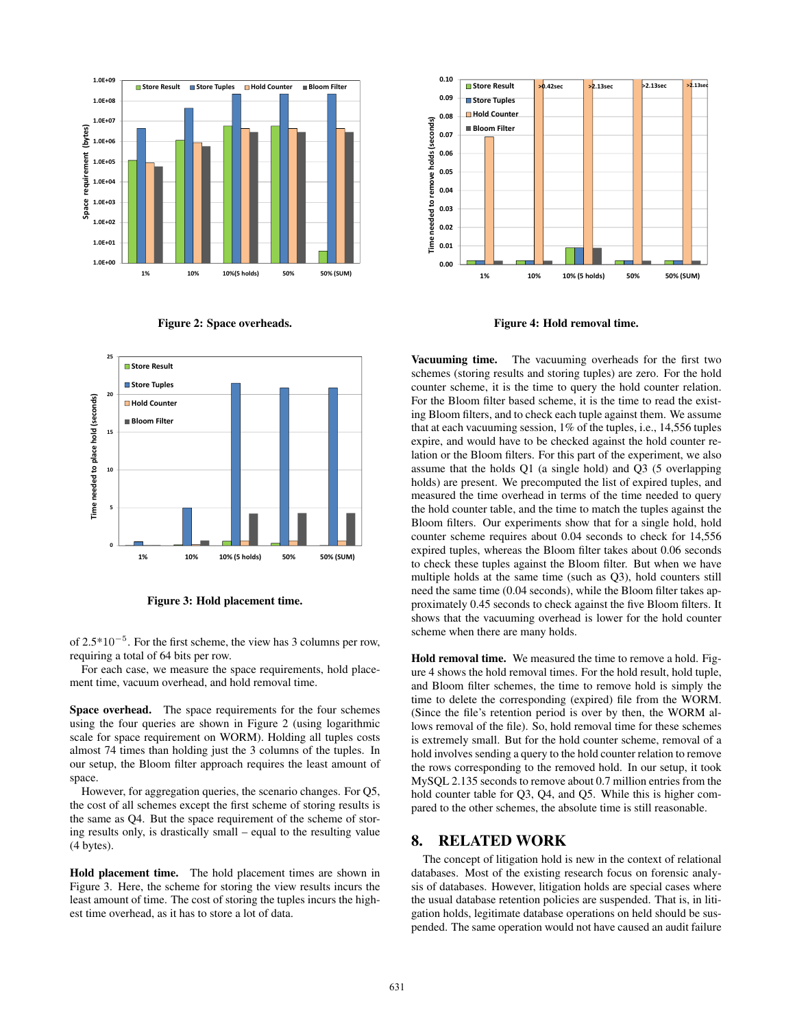Figure 2: Space overheads.

Figure 3: Hold placement time.

of $2.5*10^{-5}$. For the first scheme, the view has 3 columns per row, requiring a total of 64 bits per row.

For each case, we measure the space requirements, hold placement time, vacuum overhead, and hold removal time.

**Space overhead.** The space requirements for the four schemes using the four queries are shown in Figure 2 (using logarithmic scale for space requirement on WORM). Holding all tuples costs almost 74 times than holding just the 3 columns of the tuples. In our setup, the Bloom filter approach requires the least amount of space.

However, for aggregation queries, the scenario changes. For Q5, the cost of all schemes except the first scheme of storing results is the same as Q4. But the space requirement of the scheme of storing results only, is drastically small – equal to the resulting value (4 bytes).

**Hold placement time.** The hold placement times are shown in Figure 3. Here, the scheme for storing the view results incurs the least amount of time. The cost of storing the tuples incurs the highest time overhead, as it has to store a lot of data.

Figure 4: Hold removal time.

**Vacuuming time.** The vacuuming overheads for the first two schemes (storing results and storing tuples) are zero. For the hold counter scheme, it is the time to query the hold counter relation. For the Bloom filter based scheme, it is the time to read the existing Bloom filters, and to check each tuple against them. We assume that at each vacuuming session, 1% of the tuples, i.e., 14,556 tuples expire, and would have to be checked against the hold counter relation or the Bloom filters. For this part of the experiment, we also assume that the holds Q1 (a single hold) and Q3 (5 overlapping holds) are present. We precomputed the list of expired tuples, and measured the time overhead in terms of the time needed to query the hold counter table, and the time to match the tuples against the Bloom filters. Our experiments show that for a single hold, hold counter scheme requires about 0.04 seconds to check for 14,556 expired tuples, whereas the Bloom filter takes about 0.06 seconds to check these tuples against the Bloom filter. But when we have multiple holds at the same time (such as Q3), hold counters still need the same time (0.04 seconds), while the Bloom filter takes approximately 0.45 seconds to check against the five Bloom filters. It shows that the vacuuming overhead is lower for the hold counter scheme when there are many holds.

**Hold removal time.** We measured the time to remove a hold. Figure 4 shows the hold removal times. For the hold result, hold tuple, and Bloom filter schemes, the time to remove hold is simply the time to delete the corresponding (expired) file from the WORM. (Since the file's retention period is over by then, the WORM allows removal of the file). So, hold removal time for these schemes is extremely small. But for the hold counter scheme, removal of a hold involves sending a query to the hold counter relation to remove the rows corresponding to the removed hold. In our setup, it took MySQL 2.135 seconds to remove about 0.7 million entries from the hold counter table for Q3, Q4, and Q5. While this is higher compared to the other schemes, the absolute time is still reasonable.

## 8. RELATED WORK

The concept of litigation hold is new in the context of relational databases. Most of the existing research focus on forensic analysis of databases. However, litigation holds are special cases where the usual database retention policies are suspended. That is, in litigation holds, legitimate database operations on held should be suspended. The same operation would not have caused an audit failure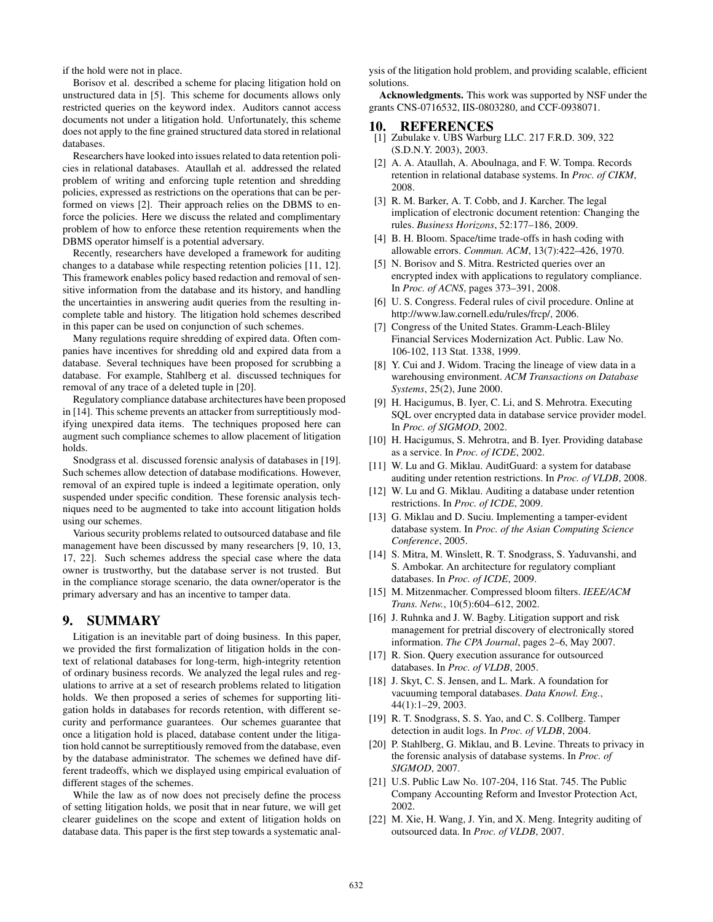if the hold were not in place.

Borisov et al. described a scheme for placing litigation hold on unstructured data in [5]. This scheme for documents allows only restricted queries on the keyword index. Auditors cannot access documents not under a litigation hold. Unfortunately, this scheme does not apply to the fine grained structured data stored in relational databases.

Researchers have looked into issues related to data retention policies in relational databases. Ataullah et al. addressed the related problem of writing and enforcing tuple retention and shredding policies, expressed as restrictions on the operations that can be performed on views [2]. Their approach relies on the DBMS to enforce the policies. Here we discuss the related and complimentary problem of how to enforce these retention requirements when the DBMS operator himself is a potential adversary.

Recently, researchers have developed a framework for auditing changes to a database while respecting retention policies [11, 12]. This framework enables policy based redaction and removal of sensitive information from the database and its history, and handling the uncertainties in answering audit queries from the resulting incomplete table and history. The litigation hold schemes described in this paper can be used on conjunction of such schemes.

Many regulations require shredding of expired data. Often companies have incentives for shredding old and expired data from a database. Several techniques have been proposed for scrubbing a database. For example, Stahlberg et al. discussed techniques for removal of any trace of a deleted tuple in [20].

Regulatory compliance database architectures have been proposed in [14]. This scheme prevents an attacker from surreptitiously modifying unexpired data items. The techniques proposed here can augment such compliance schemes to allow placement of litigation holds.

Snodgrass et al. discussed forensic analysis of databases in [19]. Such schemes allow detection of database modifications. However, removal of an expired tuple is indeed a legitimate operation, only suspended under specific condition. These forensic analysis techniques need to be augmented to take into account litigation holds using our schemes.

Various security problems related to outsourced database and file management have been discussed by many researchers [9, 10, 13, 17, 22]. Such schemes address the special case where the data owner is trustworthy, but the database server is not trusted. But in the compliance storage scenario, the data owner/operator is the primary adversary and has an incentive to tamper data.

## 9. SUMMARY

Litigation is an inevitable part of doing business. In this paper, we provided the first formalization of litigation holds in the context of relational databases for long-term, high-integrity retention of ordinary business records. We analyzed the legal rules and regulations to arrive at a set of research problems related to litigation holds. We then proposed a series of schemes for supporting litigation holds in databases for records retention, with different security and performance guarantees. Our schemes guarantee that once a litigation hold is placed, database content under the litigation hold cannot be surreptitiously removed from the database, even by the database administrator. The schemes we defined have different tradeoffs, which we displayed using empirical evaluation of different stages of the schemes.

While the law as of now does not precisely define the process of setting litigation holds, we posit that in near future, we will get clearer guidelines on the scope and extent of litigation holds on database data. This paper is the first step towards a systematic analysis of the litigation hold problem, and providing scalable, efficient solutions.

**Acknowledgments.** This work was supported by NSF under the grants CNS-0716532, IIS-0803280, and CCF-0938071.

## 10. REFERENCES

[1] Zubulake v. UBS Warburg LLC. 217 F.R.D. 309, 322 (S.D.N.Y. 2003), 2003.

[2] A. A. Ataullah, A. Aboulnaga, and F. W. Tompa. Records retention in relational database systems. In *Proc. of CIKM*, 2008.

[3] R. M. Barker, A. T. Cobb, and J. Karcher. The legal implication of electronic document retention: Changing the rules. *Business Horizons*, 52:177–186, 2009.

[4] B. H. Bloom. Space/time trade-offs in hash coding with allowable errors. *Commun. ACM*, 13(7):422–426, 1970.

[5] N. Borisov and S. Mitra. Restricted queries over an encrypted index with applications to regulatory compliance. In *Proc. of ACNS*, pages 373–391, 2008.

[6] U. S. Congress. Federal rules of civil procedure. Online at http://www.law.cornell.edu/rules/frcp/, 2006.

[7] Congress of the United States. Gramm-Leach-Bliley Financial Services Modernization Act. Public. Law No. 106-102, 113 Stat. 1338, 1999.

[8] Y. Cui and J. Widom. Tracing the lineage of view data in a warehousing environment. *ACM Transactions on Database Systems*, 25(2), June 2000.

[9] H. Hacigumus, B. Iyer, C. Li, and S. Mehrotra. Executing SQL over encrypted data in database service provider model. In *Proc. of SIGMOD*, 2002.

[10] H. Hacigumus, S. Mehrotra, and B. Iyer. Providing database as a service. In *Proc. of ICDE*, 2002.

[11] W. Lu and G. Miklau. AuditGuard: a system for database auditing under retention restrictions. In *Proc. of VLDB*, 2008.

[12] W. Lu and G. Miklau. Auditing a database under retention restrictions. In *Proc. of ICDE*, 2009.

[13] G. Miklau and D. Suciu. Implementing a tamper-evident database system. In *Proc. of the Asian Computing Science Conference*, 2005.

[14] S. Mitra, M. Winslett, R. T. Snodgrass, S. Yaduvanshi, and S. Ambokar. An architecture for regulatory compliant databases. In *Proc. of ICDE*, 2009.

[15] M. Mitzenmacher. Compressed bloom filters. *IEEE/ACM Trans. Netw.*, 10(5):604–612, 2002.

[16] J. Ruhnka and J. W. Bagby. Litigation support and risk management for pretrial discovery of electronically stored information. *The CPA Journal*, pages 2–6, May 2007.

[17] R. Sion. Query execution assurance for outsourced databases. In *Proc. of VLDB*, 2005.

[18] J. Skyt, C. S. Jensen, and L. Mark. A foundation for vacuuming temporal databases. *Data Knowl. Eng.*, 44(1):1–29, 2003.

[19] R. T. Snodgrass, S. S. Yao, and C. S. Collberg. Tamper detection in audit logs. In *Proc. of VLDB*, 2004.

[20] P. Stahlberg, G. Miklau, and B. Levine. Threats to privacy in the forensic analysis of database systems. In *Proc. of SIGMOD*, 2007.

[21] U.S. Public Law No. 107-204, 116 Stat. 745. The Public Company Accounting Reform and Investor Protection Act, 2002.

[22] M. Xie, H. Wang, J. Yin, and X. Meng. Integrity auditing of outsourced data. In *Proc. of VLDB*, 2007.